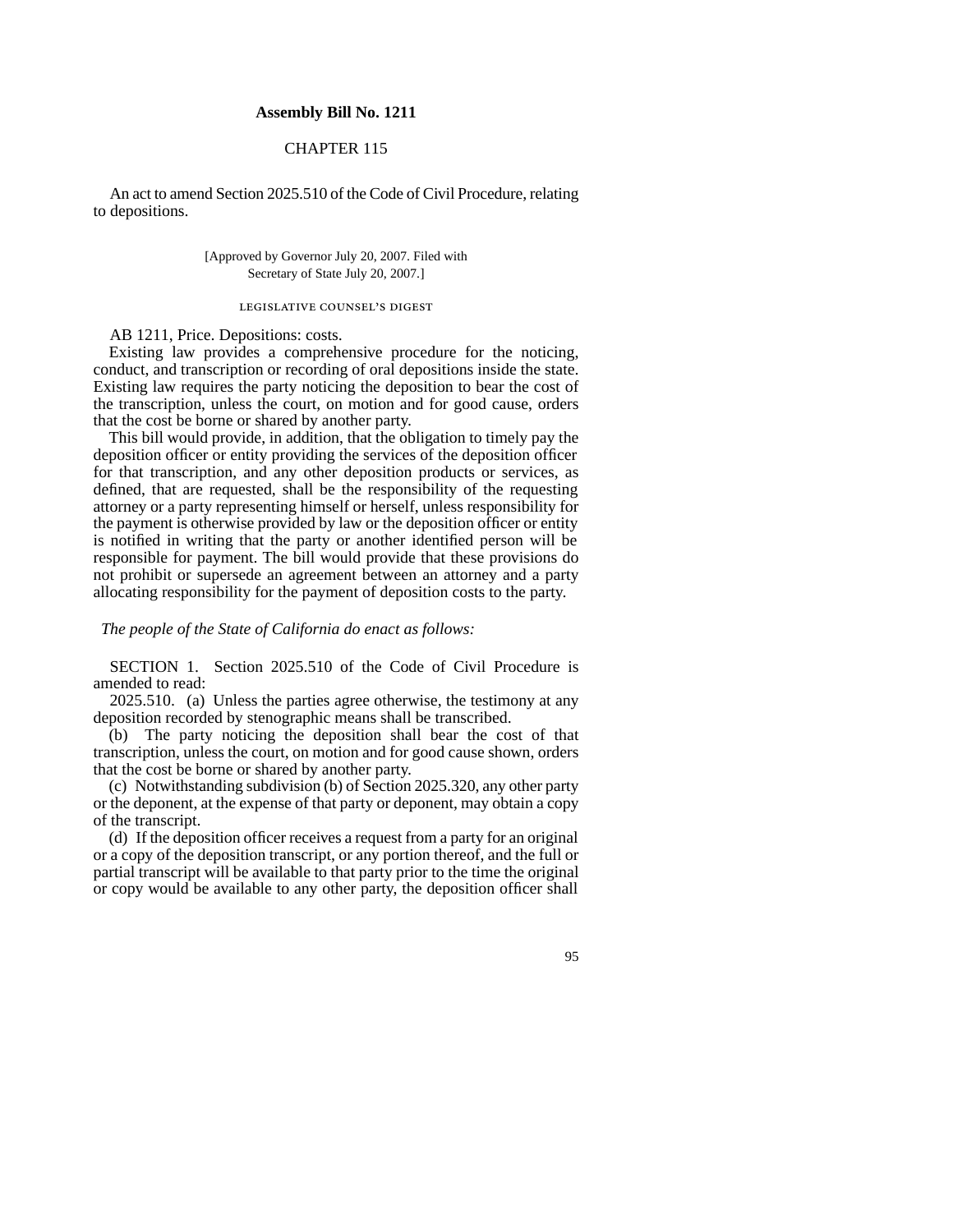**Assembly Bill No. 1211**

CHAPTER 115

An act to amend Section 2025.510 of the Code of Civil Procedure, relating to depositions.

[Approved by Governor July 20, 2007. Filed with Secretary of State July 20, 2007.]

LEGISLATIVE COUNSEL'S DIGEST

AB 1211, Price. Depositions: costs.

Existing law provides a comprehensive procedure for the noticing, conduct, and transcription or recording of oral depositions inside the state. Existing law requires the party noticing the deposition to bear the cost of the transcription, unless the court, on motion and for good cause, orders that the cost be borne or shared by another party.

This bill would provide, in addition, that the obligation to timely pay the deposition officer or entity providing the services of the deposition officer for that transcription, and any other deposition products or services, as defined, that are requested, shall be the responsibility of the requesting attorney or a party representing himself or herself, unless responsibility for the payment is otherwise provided by law or the deposition officer or entity is notified in writing that the party or another identified person will be responsible for payment. The bill would provide that these provisions do not prohibit or supersede an agreement between an attorney and a party allocating responsibility for the payment of deposition costs to the party.

*The people of the State of California do enact as follows:*

SECTION 1. Section 2025.510 of the Code of Civil Procedure is amended to read:

2025.510. (a) Unless the parties agree otherwise, the testimony at any deposition recorded by stenographic means shall be transcribed.

(b) The party noticing the deposition shall bear the cost of that transcription, unless the court, on motion and for good cause shown, orders that the cost be borne or shared by another party.

(c) Notwithstanding subdivision (b) of Section 2025.320, any other party or the deponent, at the expense of that party or deponent, may obtain a copy of the transcript.

(d) If the deposition officer receives a request from a party for an original or a copy of the deposition transcript, or any portion thereof, and the full or partial transcript will be available to that party prior to the time the original or copy would be available to any other party, the deposition officer shall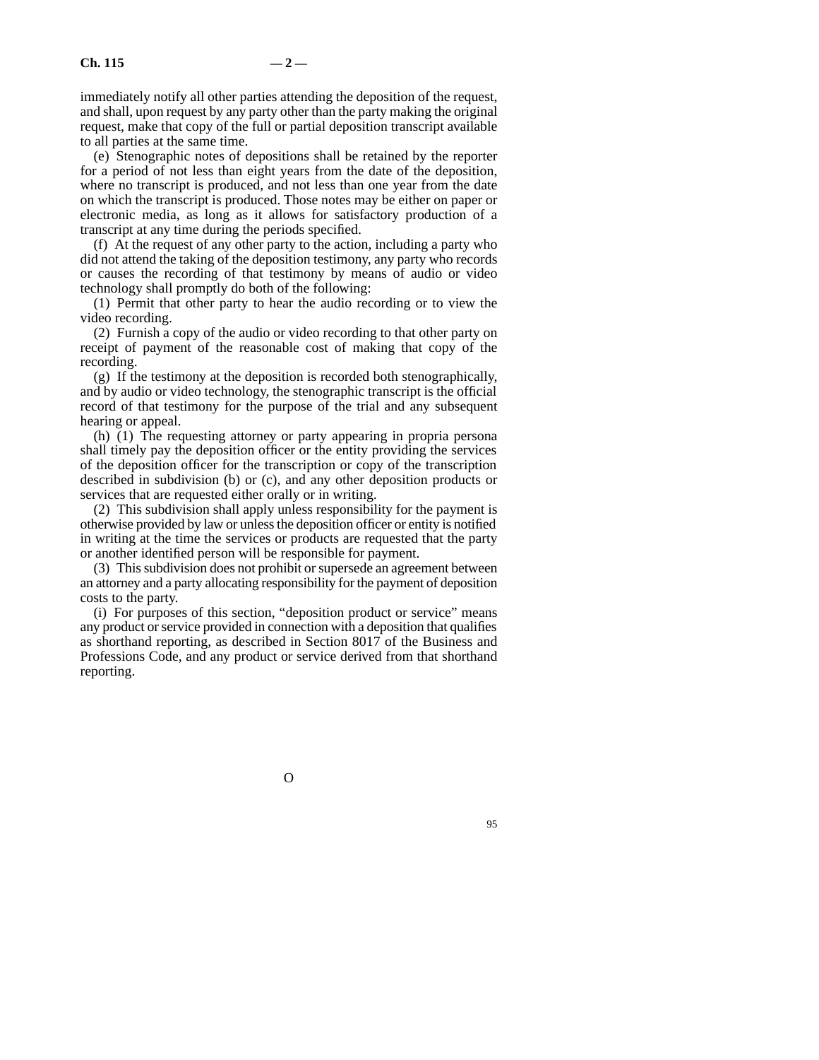immediately notify all other parties attending the deposition of the request, and shall, upon request by any party other than the party making the original request, make that copy of the full or partial deposition transcript available to all parties at the same time.

(e) Stenographic notes of depositions shall be retained by the reporter for a period of not less than eight years from the date of the deposition, where no transcript is produced, and not less than one year from the date on which the transcript is produced. Those notes may be either on paper or electronic media, as long as it allows for satisfactory production of a transcript at any time during the periods specified.

(f) At the request of any other party to the action, including a party who did not attend the taking of the deposition testimony, any party who records or causes the recording of that testimony by means of audio or video technology shall promptly do both of the following:

(1) Permit that other party to hear the audio recording or to view the video recording.

(2) Furnish a copy of the audio or video recording to that other party on receipt of payment of the reasonable cost of making that copy of the recording.

(g) If the testimony at the deposition is recorded both stenographically, and by audio or video technology, the stenographic transcript is the official record of that testimony for the purpose of the trial and any subsequent hearing or appeal.

(h) (1) The requesting attorney or party appearing in propria persona shall timely pay the deposition officer or the entity providing the services of the deposition officer for the transcription or copy of the transcription described in subdivision (b) or (c), and any other deposition products or services that are requested either orally or in writing.

(2) This subdivision shall apply unless responsibility for the payment is otherwise provided by law or unless the deposition officer or entity is notified in writing at the time the services or products are requested that the party or another identified person will be responsible for payment.

(3) This subdivision does not prohibit or supersede an agreement between an attorney and a party allocating responsibility for the payment of deposition costs to the party.

(i) For purposes of this section, "deposition product or service" means any product or service provided in connection with a deposition that qualifies as shorthand reporting, as described in Section 8017 of the Business and Professions Code, and any product or service derived from that shorthand reporting.

O